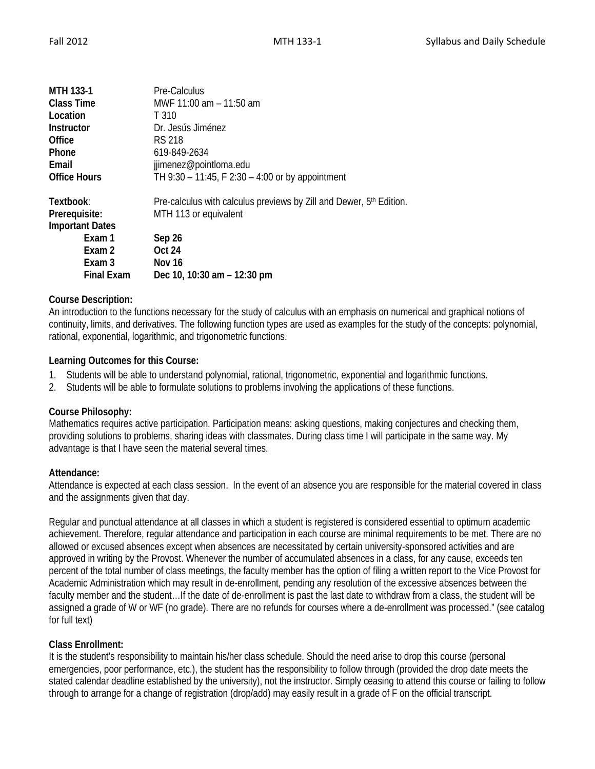| | |
|---|---|
| **MTH 133-1** | Pre-Calculus |
| **Class Time** | MWF 11:00 am – 11:50 am |
| **Location** | T 310 |
| **Instructor** | Dr. Jesús Jiménez |
| **Office** | RS 218 |
| **Phone** | 619-849-2634 |
| **Email** | jjimenez@pointloma.edu |
| **Office Hours** | TH 9:30 – 11:45, F 2:30 – 4:00 or by appointment |
| **Textbook**: | Pre-calculus with calculus previews by Zill and Dewer, 5th Edition. |
| **Prerequisite:** | MTH 113 or equivalent |
| **Important Dates** | |
| Exam 1 | **Sep 26** |
| Exam 2 | **Oct 24** |
| Exam 3 | **Nov 16** |
| Final Exam | **Dec 10, 10:30 am – 12:30 pm** |

**Course Description:**
An introduction to the functions necessary for the study of calculus with an emphasis on numerical and graphical notions of continuity, limits, and derivatives. The following function types are used as examples for the study of the concepts: polynomial, rational, exponential, logarithmic, and trigonometric functions.

**Learning Outcomes for this Course:**
1. Students will be able to understand polynomial, rational, trigonometric, exponential and logarithmic functions.
2. Students will be able to formulate solutions to problems involving the applications of these functions.

**Course Philosophy:**
Mathematics requires active participation. Participation means: asking questions, making conjectures and checking them, providing solutions to problems, sharing ideas with classmates. During class time I will participate in the same way. My advantage is that I have seen the material several times.

**Attendance:**
Attendance is expected at each class session. In the event of an absence you are responsible for the material covered in class and the assignments given that day.

Regular and punctual attendance at all classes in which a student is registered is considered essential to optimum academic achievement. Therefore, regular attendance and participation in each course are minimal requirements to be met. There are no allowed or excused absences except when absences are necessitated by certain university-sponsored activities and are approved in writing by the Provost. Whenever the number of accumulated absences in a class, for any cause, exceeds ten percent of the total number of class meetings, the faculty member has the option of filing a written report to the Vice Provost for Academic Administration which may result in de-enrollment, pending any resolution of the excessive absences between the faculty member and the student…If the date of de-enrollment is past the last date to withdraw from a class, the student will be assigned a grade of W or WF (no grade). There are no refunds for courses where a de-enrollment was processed." (see catalog for full text)

**Class Enrollment:**
It is the student's responsibility to maintain his/her class schedule. Should the need arise to drop this course (personal emergencies, poor performance, etc.), the student has the responsibility to follow through (provided the drop date meets the stated calendar deadline established by the university), not the instructor. Simply ceasing to attend this course or failing to follow through to arrange for a change of registration (drop/add) may easily result in a grade of F on the official transcript.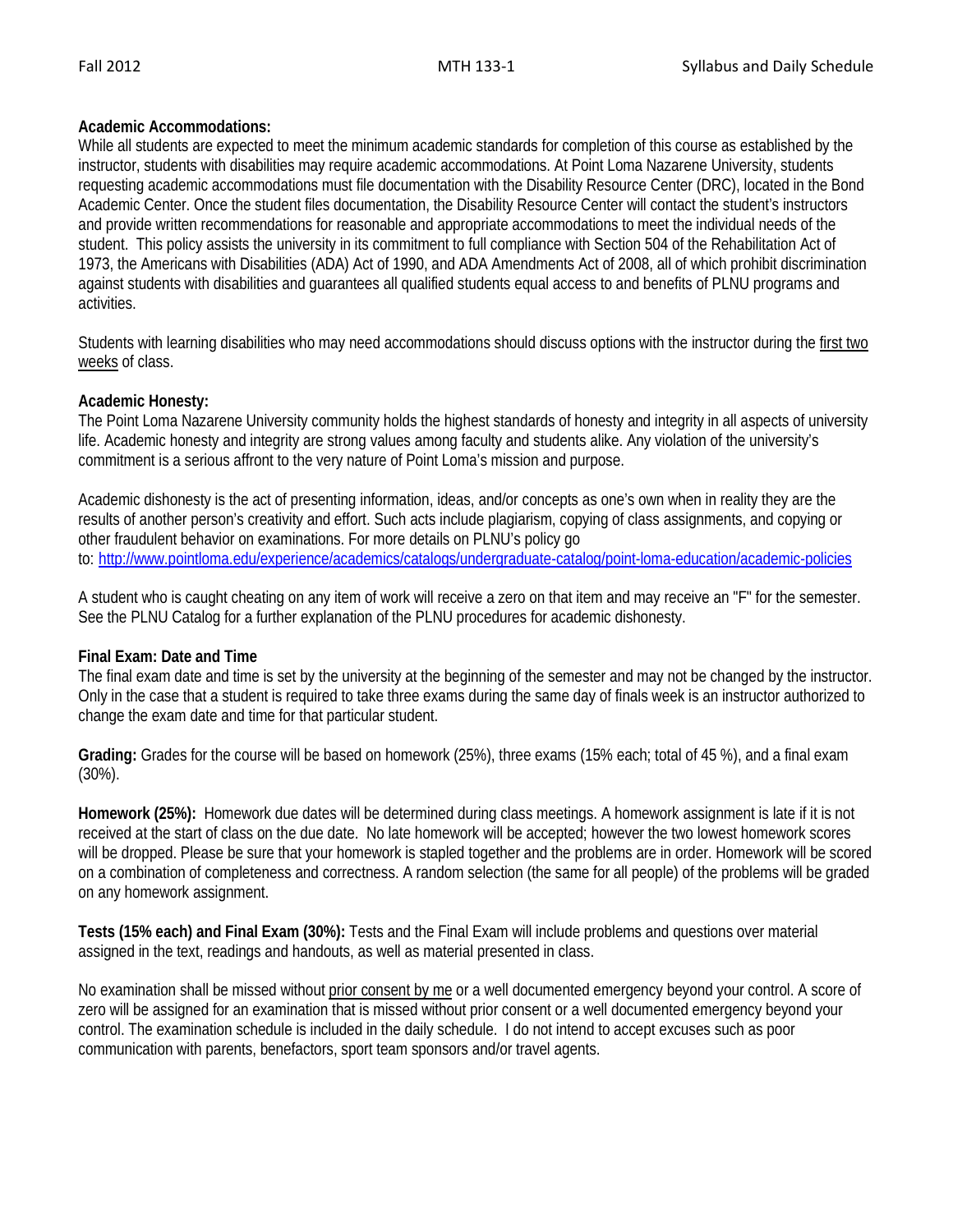**Academic Accommodations:**
While all students are expected to meet the minimum academic standards for completion of this course as established by the instructor, students with disabilities may require academic accommodations. At Point Loma Nazarene University, students requesting academic accommodations must file documentation with the Disability Resource Center (DRC), located in the Bond Academic Center. Once the student files documentation, the Disability Resource Center will contact the student's instructors and provide written recommendations for reasonable and appropriate accommodations to meet the individual needs of the student. This policy assists the university in its commitment to full compliance with Section 504 of the Rehabilitation Act of 1973, the Americans with Disabilities (ADA) Act of 1990, and ADA Amendments Act of 2008, all of which prohibit discrimination against students with disabilities and guarantees all qualified students equal access to and benefits of PLNU programs and activities.

Students with learning disabilities who may need accommodations should discuss options with the instructor during the first two weeks of class.

**Academic Honesty:**
The Point Loma Nazarene University community holds the highest standards of honesty and integrity in all aspects of university life. Academic honesty and integrity are strong values among faculty and students alike. Any violation of the university's commitment is a serious affront to the very nature of Point Loma's mission and purpose.

Academic dishonesty is the act of presenting information, ideas, and/or concepts as one's own when in reality they are the results of another person's creativity and effort. Such acts include plagiarism, copying of class assignments, and copying or other fraudulent behavior on examinations. For more details on PLNU's policy go to: http://www.pointloma.edu/experience/academics/catalogs/undergraduate-catalog/point-loma-education/academic-policies

A student who is caught cheating on any item of work will receive a zero on that item and may receive an "F" for the semester. See the PLNU Catalog for a further explanation of the PLNU procedures for academic dishonesty.

**Final Exam: Date and Time**
The final exam date and time is set by the university at the beginning of the semester and may not be changed by the instructor. Only in the case that a student is required to take three exams during the same day of finals week is an instructor authorized to change the exam date and time for that particular student.

**Grading:** Grades for the course will be based on homework (25%), three exams (15% each; total of 45 %), and a final exam (30%).

**Homework (25%):** Homework due dates will be determined during class meetings. A homework assignment is late if it is not received at the start of class on the due date. No late homework will be accepted; however the two lowest homework scores will be dropped. Please be sure that your homework is stapled together and the problems are in order. Homework will be scored on a combination of completeness and correctness. A random selection (the same for all people) of the problems will be graded on any homework assignment.

**Tests (15% each) and Final Exam (30%):** Tests and the Final Exam will include problems and questions over material assigned in the text, readings and handouts, as well as material presented in class.

No examination shall be missed without prior consent by me or a well documented emergency beyond your control. A score of zero will be assigned for an examination that is missed without prior consent or a well documented emergency beyond your control. The examination schedule is included in the daily schedule. I do not intend to accept excuses such as poor communication with parents, benefactors, sport team sponsors and/or travel agents.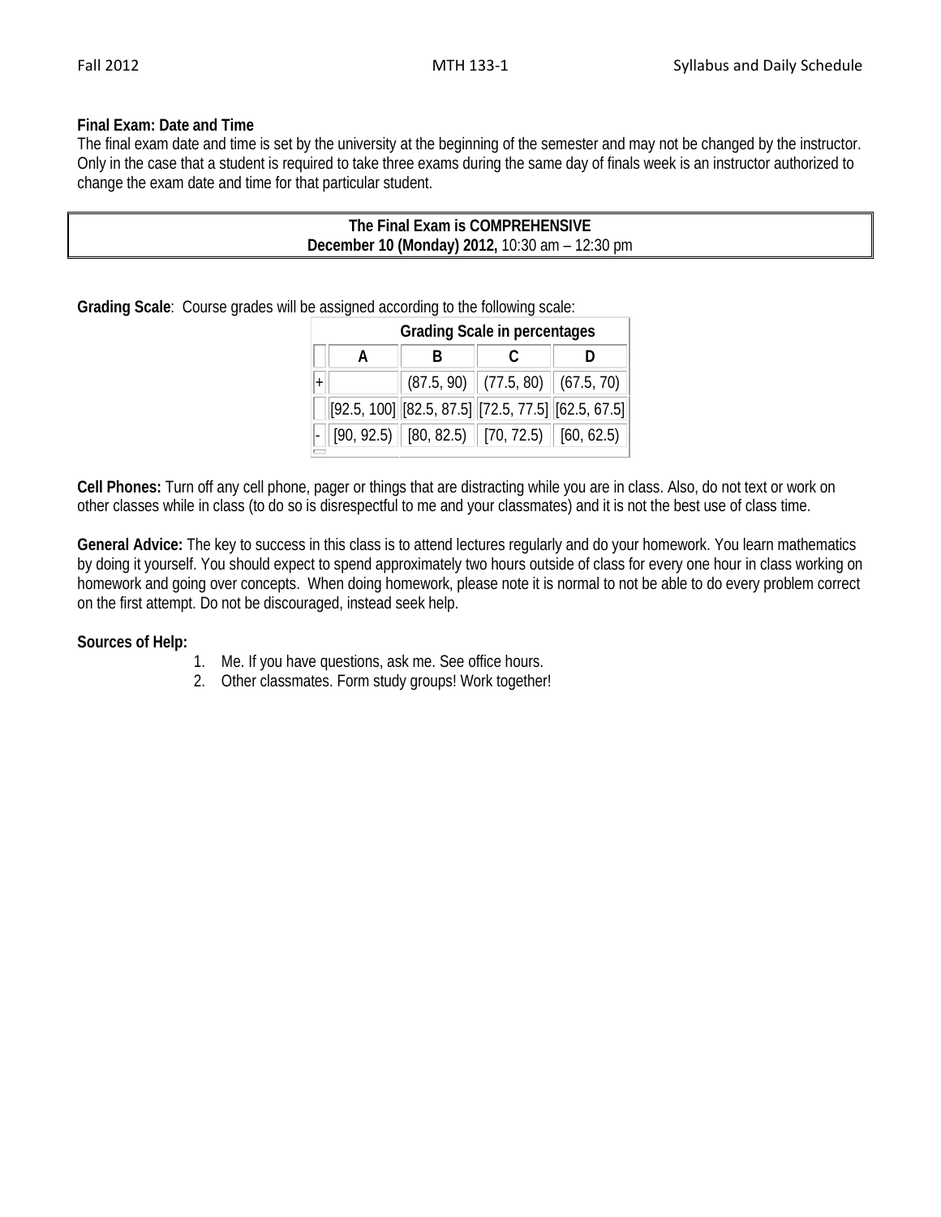**Final Exam: Date and Time**

The final exam date and time is set by the university at the beginning of the semester and may not be changed by the instructor. Only in the case that a student is required to take three exams during the same day of finals week is an instructor authorized to change the exam date and time for that particular student.

**The Final Exam is COMPREHENSIVE**
**December 10 (Monday) 2012,** 10:30 am – 12:30 pm

**Grading Scale**: Course grades will be assigned according to the following scale:

| Grading Scale in percentages | | | | |
|---|---|---|---|---|
| | A | B | C | D |
| + | | (87.5, 90) | (77.5, 80) | (67.5, 70) |
| | [92.5, 100] | [82.5, 87.5] | [72.5, 77.5] | [62.5, 67.5] |
| - | [90, 92.5) | [80, 82.5) | [70, 72.5) | [60, 62.5) |

**Cell Phones:** Turn off any cell phone, pager or things that are distracting while you are in class. Also, do not text or work on other classes while in class (to do so is disrespectful to me and your classmates) and it is not the best use of class time.

**General Advice:** The key to success in this class is to attend lectures regularly and do your homework. You learn mathematics by doing it yourself. You should expect to spend approximately two hours outside of class for every one hour in class working on homework and going over concepts. When doing homework, please note it is normal to not be able to do every problem correct on the first attempt. Do not be discouraged, instead seek help.

**Sources of Help:**

1. Me. If you have questions, ask me. See office hours.
2. Other classmates. Form study groups! Work together!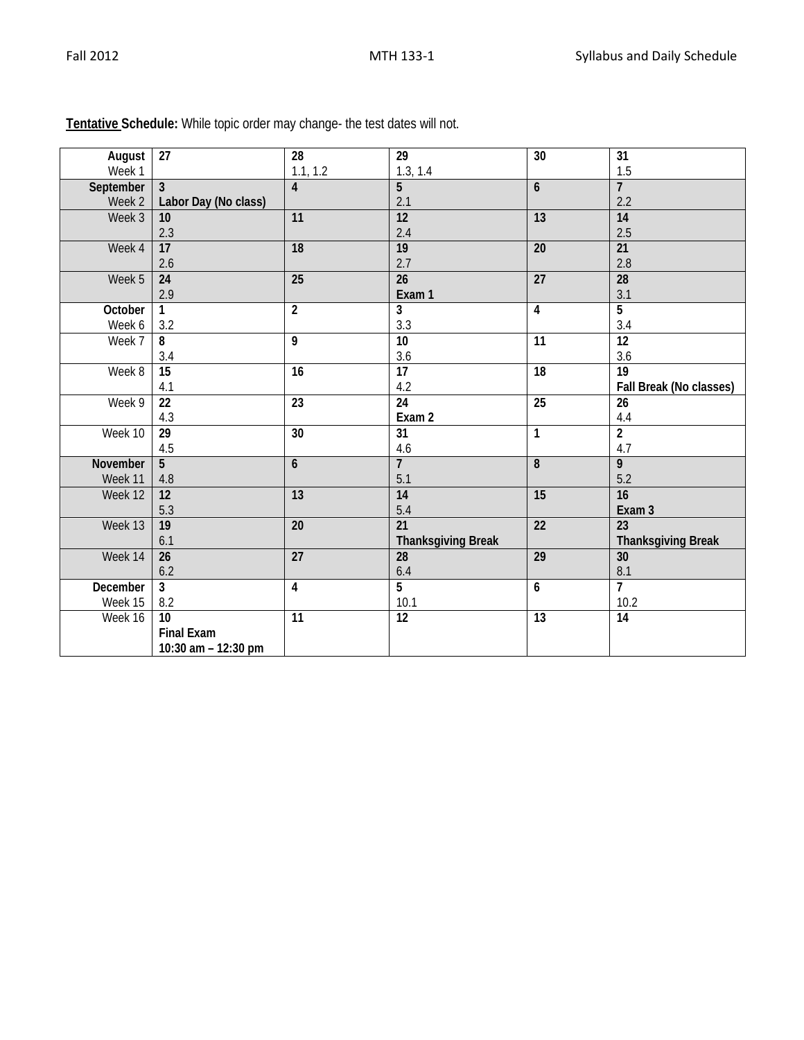**<u>Tentative</u> Schedule:** While topic order may change- the test dates will not.

| | | | | | |
|---|---|---|---|---|---|
| **August** Week 1 | **27** | **28** 1.1, 1.2 | **29** 1.3, 1.4 | **30** | **31** 1.5 |
| **September** Week 2 | **3** **Labor Day (No class)** | **4** | **5** 2.1 | **6** | **7** 2.2 |
| Week 3 | **10** 2.3 | **11** | **12** 2.4 | **13** | **14** 2.5 |
| Week 4 | **17** 2.6 | **18** | **19** 2.7 | **20** | **21** 2.8 |
| Week 5 | **24** 2.9 | **25** | **26** **Exam 1** | **27** | **28** 3.1 |
| **October** Week 6 | **1** 3.2 | **2** | **3** 3.3 | **4** | **5** 3.4 |
| Week 7 | **8** 3.4 | **9** | **10** 3.6 | **11** | **12** 3.6 |
| Week 8 | **15** 4.1 | **16** | **17** 4.2 | **18** | **19** **Fall Break (No classes)** |
| Week 9 | **22** 4.3 | **23** | **24** **Exam 2** | **25** | **26** 4.4 |
| Week 10 | **29** 4.5 | **30** | **31** 4.6 | **1** | **2** 4.7 |
| **November** Week 11 | **5** 4.8 | **6** | **7** 5.1 | **8** | **9** 5.2 |
| Week 12 | **12** 5.3 | **13** | **14** 5.4 | **15** | **16** **Exam 3** |
| Week 13 | **19** 6.1 | **20** | **21** **Thanksgiving Break** | **22** | **23** **Thanksgiving Break** |
| Week 14 | **26** 6.2 | **27** | **28** 6.4 | **29** | **30** 8.1 |
| **December** Week 15 | **3** 8.2 | **4** | **5** 10.1 | **6** | **7** 10.2 |
| Week 16 | **10** **Final Exam** **10:30 am – 12:30 pm** | **11** | **12** | **13** | **14** |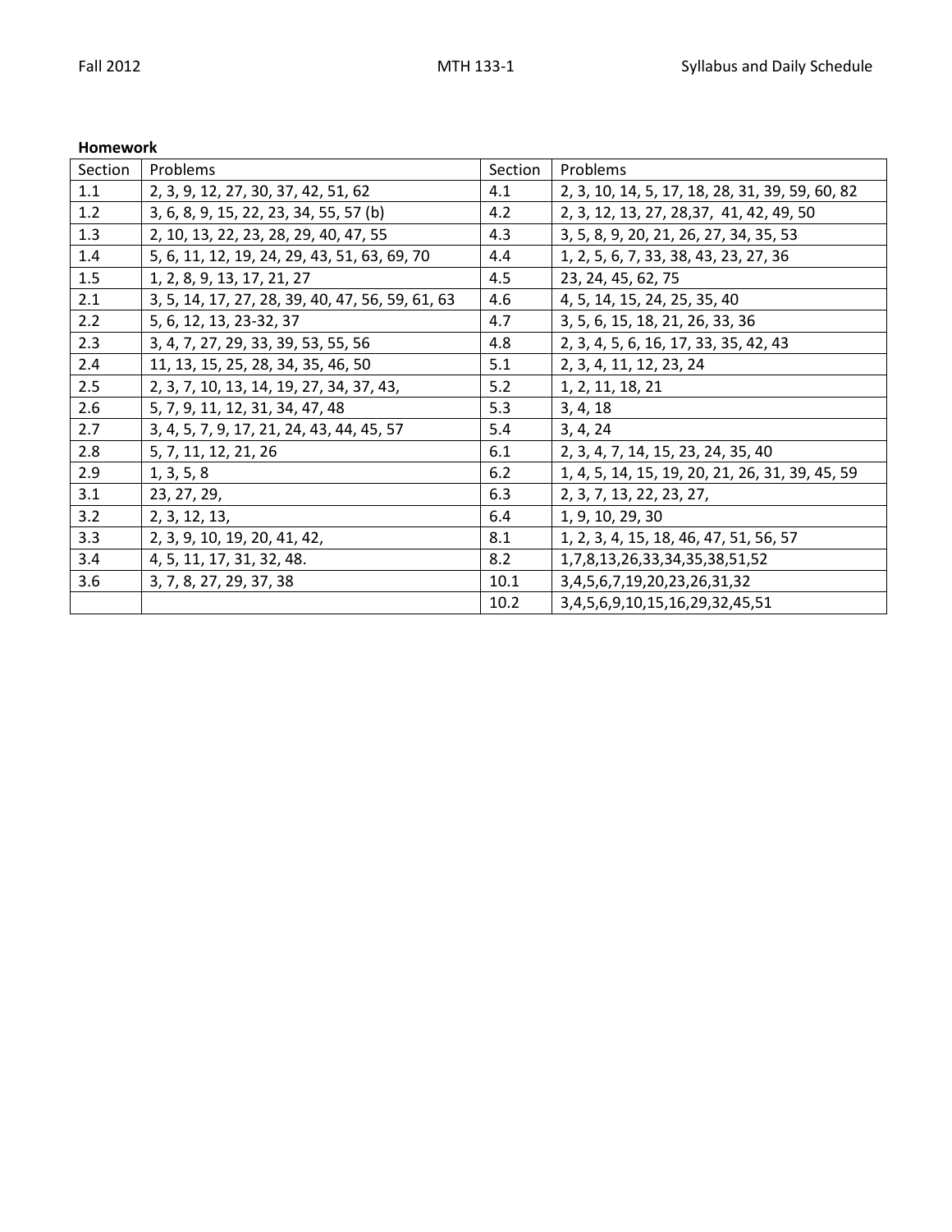**Homework**

| Section | Problems | Section | Problems |
|---|---|---|---|
| 1.1 | 2, 3, 9, 12, 27, 30, 37, 42, 51, 62 | 4.1 | 2, 3, 10, 14, 5, 17, 18, 28, 31, 39, 59, 60, 82 |
| 1.2 | 3, 6, 8, 9, 15, 22, 23, 34, 55, 57 (b) | 4.2 | 2, 3, 12, 13, 27, 28,37, 41, 42, 49, 50 |
| 1.3 | 2, 10, 13, 22, 23, 28, 29, 40, 47, 55 | 4.3 | 3, 5, 8, 9, 20, 21, 26, 27, 34, 35, 53 |
| 1.4 | 5, 6, 11, 12, 19, 24, 29, 43, 51, 63, 69, 70 | 4.4 | 1, 2, 5, 6, 7, 33, 38, 43, 23, 27, 36 |
| 1.5 | 1, 2, 8, 9, 13, 17, 21, 27 | 4.5 | 23, 24, 45, 62, 75 |
| 2.1 | 3, 5, 14, 17, 27, 28, 39, 40, 47, 56, 59, 61, 63 | 4.6 | 4, 5, 14, 15, 24, 25, 35, 40 |
| 2.2 | 5, 6, 12, 13, 23-32, 37 | 4.7 | 3, 5, 6, 15, 18, 21, 26, 33, 36 |
| 2.3 | 3, 4, 7, 27, 29, 33, 39, 53, 55, 56 | 4.8 | 2, 3, 4, 5, 6, 16, 17, 33, 35, 42, 43 |
| 2.4 | 11, 13, 15, 25, 28, 34, 35, 46, 50 | 5.1 | 2, 3, 4, 11, 12, 23, 24 |
| 2.5 | 2, 3, 7, 10, 13, 14, 19, 27, 34, 37, 43, | 5.2 | 1, 2, 11, 18, 21 |
| 2.6 | 5, 7, 9, 11, 12, 31, 34, 47, 48 | 5.3 | 3, 4, 18 |
| 2.7 | 3, 4, 5, 7, 9, 17, 21, 24, 43, 44, 45, 57 | 5.4 | 3, 4, 24 |
| 2.8 | 5, 7, 11, 12, 21, 26 | 6.1 | 2, 3, 4, 7, 14, 15, 23, 24, 35, 40 |
| 2.9 | 1, 3, 5, 8 | 6.2 | 1, 4, 5, 14, 15, 19, 20, 21, 26, 31, 39, 45, 59 |
| 3.1 | 23, 27, 29, | 6.3 | 2, 3, 7, 13, 22, 23, 27, |
| 3.2 | 2, 3, 12, 13, | 6.4 | 1, 9, 10, 29, 30 |
| 3.3 | 2, 3, 9, 10, 19, 20, 41, 42, | 8.1 | 1, 2, 3, 4, 15, 18, 46, 47, 51, 56, 57 |
| 3.4 | 4, 5, 11, 17, 31, 32, 48. | 8.2 | 1,7,8,13,26,33,34,35,38,51,52 |
| 3.6 | 3, 7, 8, 27, 29, 37, 38 | 10.1 | 3,4,5,6,7,19,20,23,26,31,32 |
| | | 10.2 | 3,4,5,6,9,10,15,16,29,32,45,51 |